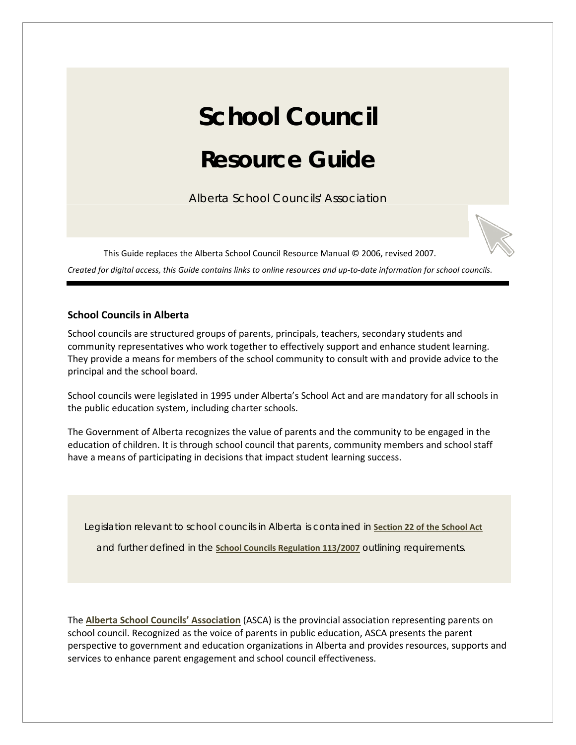# School Council

# Resource Guide

Alberta School Councils' Association

This Guide replaces the Alberta School Council Resource Manual © 2006, revised 2007.

*Created for digital access, this Guide contains links to online resources and up-to-date information for school councils.*

---

### School Councils in Alberta

School councils are structured groups of parents, principals, teachers, secondary students and community representatives who work together to effectively support and enhance student learning. They provide a means for members of the school community to consult with and provide advice to the principal and the school board.

School councils were legislated in 1995 under Alberta's School Act and are mandatory for all schools in the public education system, including charter schools.

The Government of Alberta recognizes the value of parents and the community to be engaged in the education of children. It is through school council that parents, community members and school staff have a means of participating in decisions that impact student learning success.

Legislation relevant to school councils in Alberta is contained in **Section 22 of the School Act** and further defined in the **School Councils Regulation 113/2007** outlining requirements.

The **Alberta School Councils' Association** (ASCA) is the provincial association representing parents on school council. Recognized as the voice of parents in public education, ASCA presents the parent perspective to government and education organizations in Alberta and provides resources, supports and services to enhance parent engagement and school council effectiveness.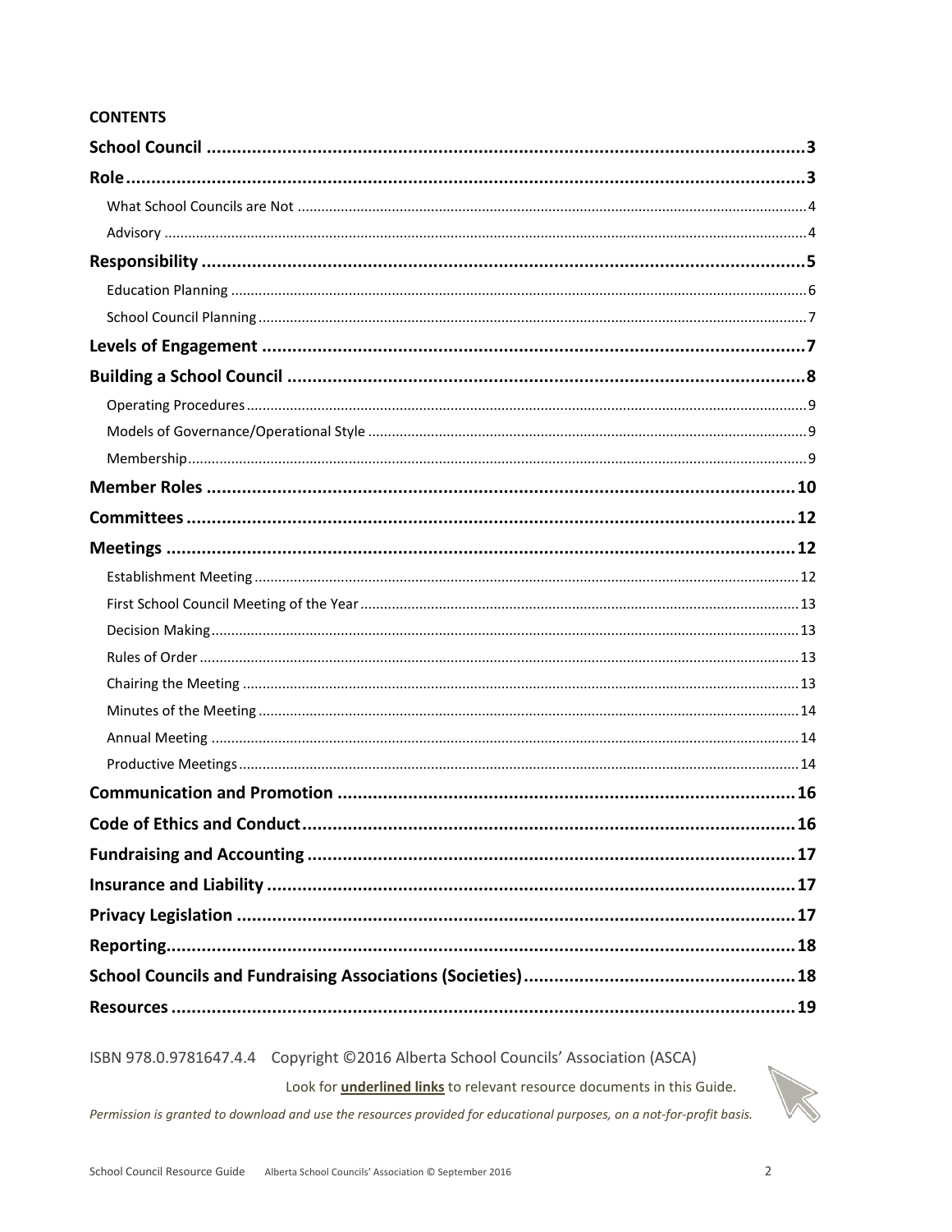**CONTENTS**

**School Council** ........................................ 3
**Role** ........................................ 3
- What School Councils are Not ........................................ 4
- Advisory ........................................ 4

**Responsibility** ........................................ 5
- Education Planning ........................................ 6
- School Council Planning ........................................ 7

**Levels of Engagement** ........................................ 7
**Building a School Council** ........................................ 8
- Operating Procedures ........................................ 9
- Models of Governance/Operational Style ........................................ 9
- Membership ........................................ 9

**Member Roles** ........................................ 10
**Committees** ........................................ 12
**Meetings** ........................................ 12
- Establishment Meeting ........................................ 12
- First School Council Meeting of the Year ........................................ 13
- Decision Making ........................................ 13
- Rules of Order ........................................ 13
- Chairing the Meeting ........................................ 13
- Minutes of the Meeting ........................................ 14
- Annual Meeting ........................................ 14
- Productive Meetings ........................................ 14

**Communication and Promotion** ........................................ 16
**Code of Ethics and Conduct** ........................................ 16
**Fundraising and Accounting** ........................................ 17
**Insurance and Liability** ........................................ 17
**Privacy Legislation** ........................................ 17
**Reporting** ........................................ 18
**School Councils and Fundraising Associations (Societies)** ........................................ 18
**Resources** ........................................ 19

ISBN 978.0.9781647.4.4 Copyright ©2016 Alberta School Councils' Association (ASCA)

Look for **underlined links** to relevant resource documents in this Guide.

*Permission is granted to download and use the resources provided for educational purposes, on a not-for-profit basis.*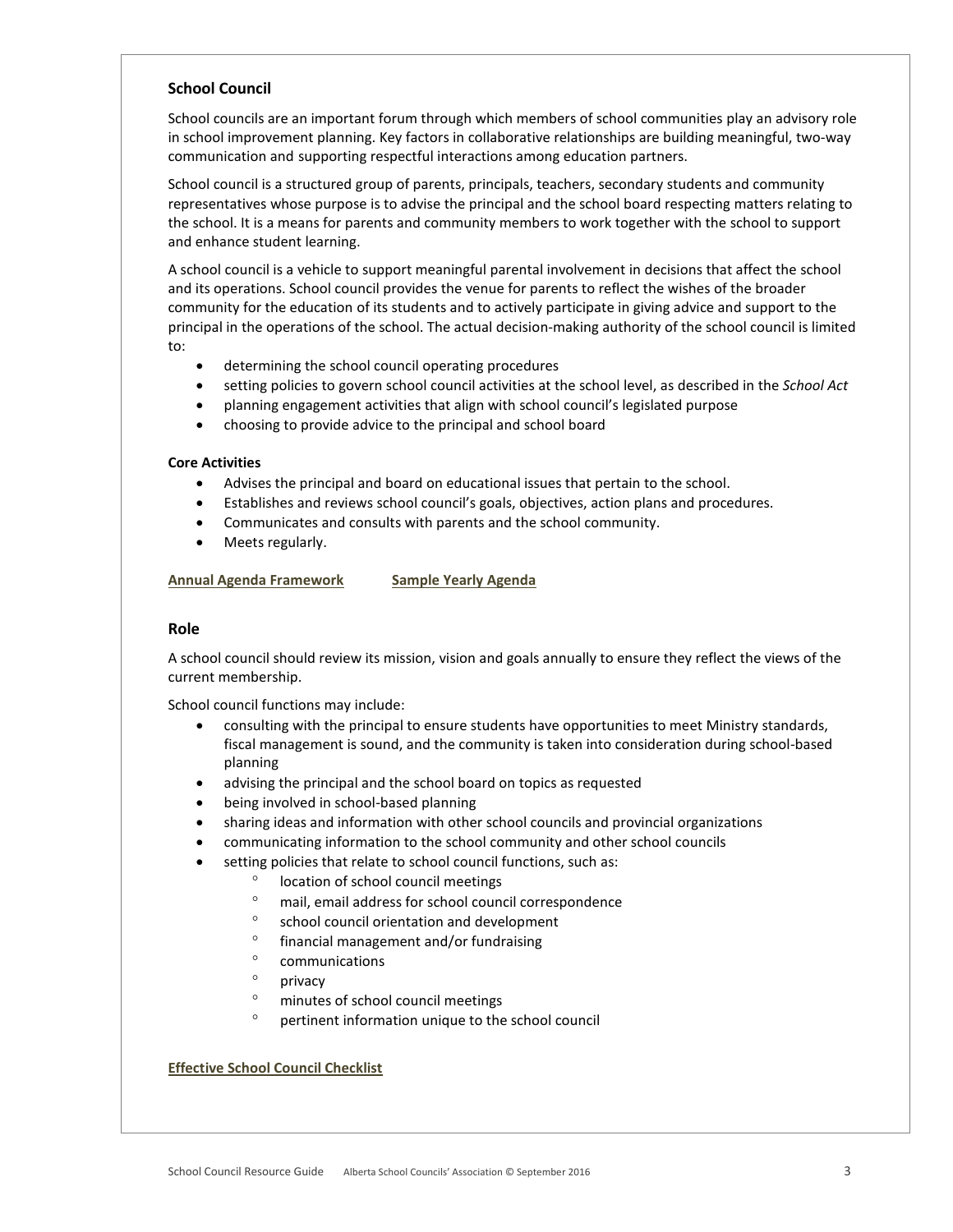## School Council

School councils are an important forum through which members of school communities play an advisory role in school improvement planning. Key factors in collaborative relationships are building meaningful, two-way communication and supporting respectful interactions among education partners.

School council is a structured group of parents, principals, teachers, secondary students and community representatives whose purpose is to advise the principal and the school board respecting matters relating to the school. It is a means for parents and community members to work together with the school to support and enhance student learning.

A school council is a vehicle to support meaningful parental involvement in decisions that affect the school and its operations. School council provides the venue for parents to reflect the wishes of the broader community for the education of its students and to actively participate in giving advice and support to the principal in the operations of the school. The actual decision-making authority of the school council is limited to:

- determining the school council operating procedures
- setting policies to govern school council activities at the school level, as described in the *School Act*
- planning engagement activities that align with school council's legislated purpose
- choosing to provide advice to the principal and school board

**Core Activities**

- Advises the principal and board on educational issues that pertain to the school.
- Establishes and reviews school council's goals, objectives, action plans and procedures.
- Communicates and consults with parents and the school community.
- Meets regularly.

**Annual Agenda Framework** **Sample Yearly Agenda**

## Role

A school council should review its mission, vision and goals annually to ensure they reflect the views of the current membership.

School council functions may include:

- consulting with the principal to ensure students have opportunities to meet Ministry standards, fiscal management is sound, and the community is taken into consideration during school-based planning
- advising the principal and the school board on topics as requested
- being involved in school-based planning
- sharing ideas and information with other school councils and provincial organizations
- communicating information to the school community and other school councils
- setting policies that relate to school council functions, such as:
  - location of school council meetings
  - mail, email address for school council correspondence
  - school council orientation and development
  - financial management and/or fundraising
  - communications
  - privacy
  - minutes of school council meetings
  - pertinent information unique to the school council

**Effective School Council Checklist**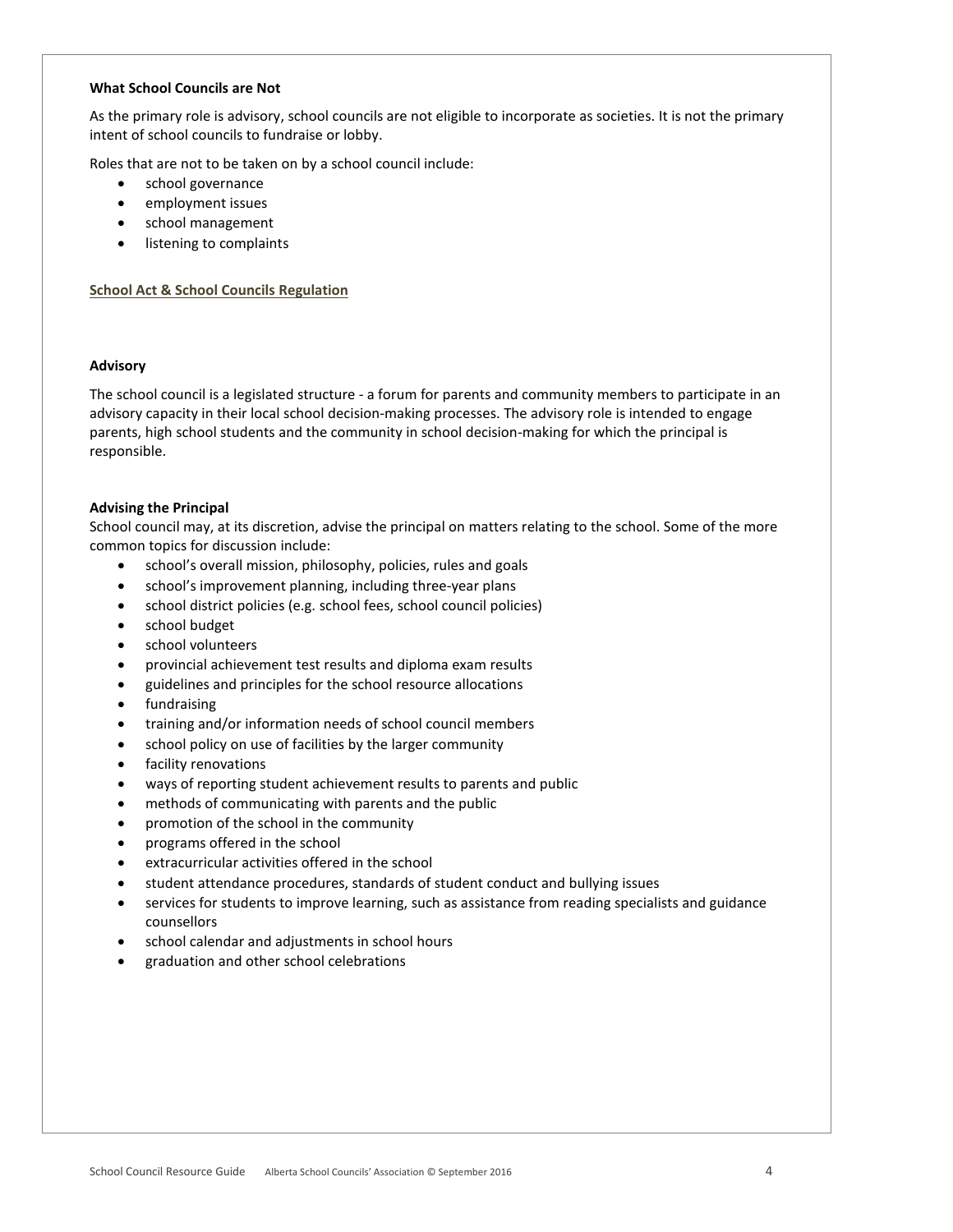**What School Councils are Not**

As the primary role is advisory, school councils are not eligible to incorporate as societies. It is not the primary intent of school councils to fundraise or lobby.

Roles that are not to be taken on by a school council include:

- school governance
- employment issues
- school management
- listening to complaints

**School Act & School Councils Regulation**

**Advisory**

The school council is a legislated structure - a forum for parents and community members to participate in an advisory capacity in their local school decision-making processes. The advisory role is intended to engage parents, high school students and the community in school decision-making for which the principal is responsible.

**Advising the Principal**

School council may, at its discretion, advise the principal on matters relating to the school. Some of the more common topics for discussion include:

- school's overall mission, philosophy, policies, rules and goals
- school's improvement planning, including three-year plans
- school district policies (e.g. school fees, school council policies)
- school budget
- school volunteers
- provincial achievement test results and diploma exam results
- guidelines and principles for the school resource allocations
- fundraising
- training and/or information needs of school council members
- school policy on use of facilities by the larger community
- facility renovations
- ways of reporting student achievement results to parents and public
- methods of communicating with parents and the public
- promotion of the school in the community
- programs offered in the school
- extracurricular activities offered in the school
- student attendance procedures, standards of student conduct and bullying issues
- services for students to improve learning, such as assistance from reading specialists and guidance counsellors
- school calendar and adjustments in school hours
- graduation and other school celebrations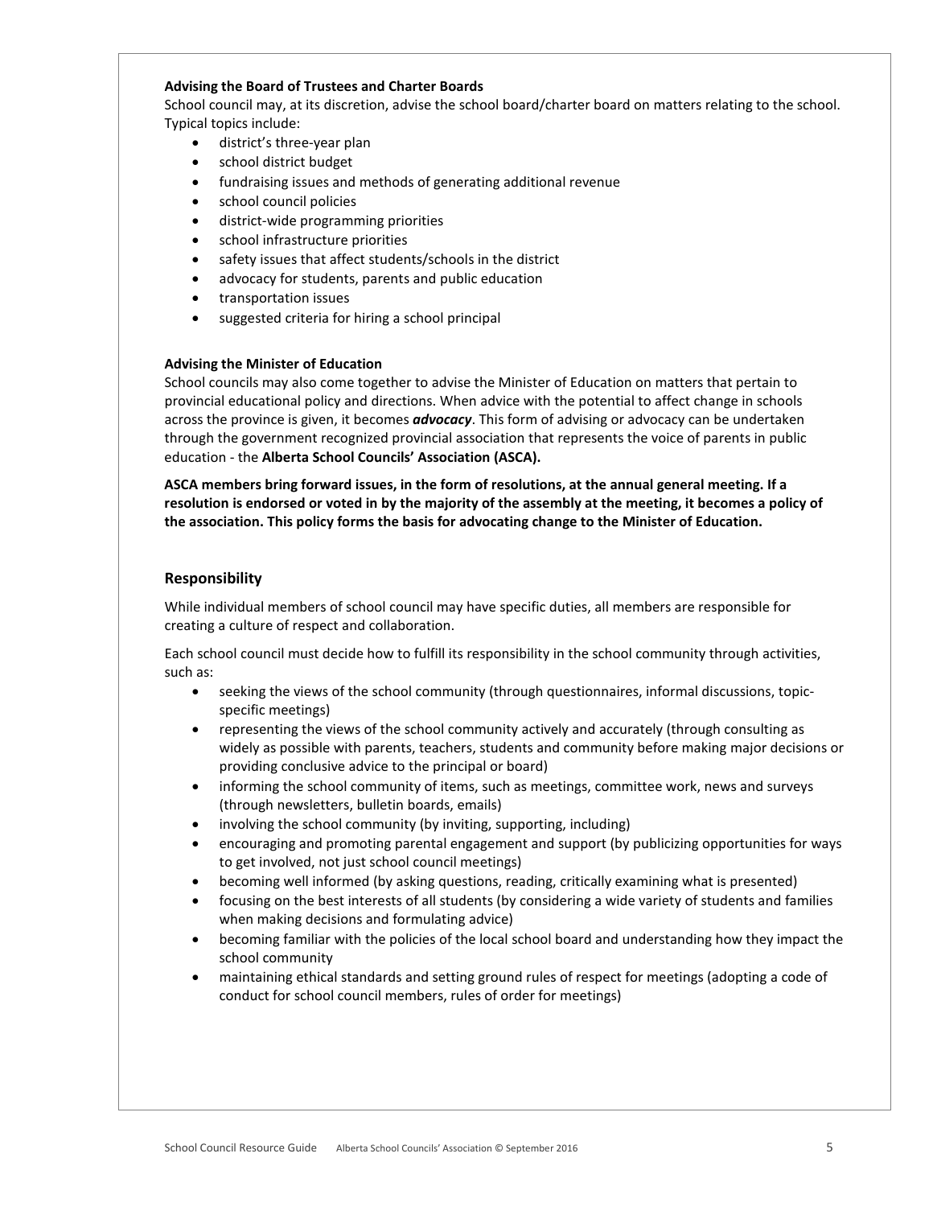**Advising the Board of Trustees and Charter Boards**

School council may, at its discretion, advise the school board/charter board on matters relating to the school. Typical topics include:

- district's three-year plan
- school district budget
- fundraising issues and methods of generating additional revenue
- school council policies
- district-wide programming priorities
- school infrastructure priorities
- safety issues that affect students/schools in the district
- advocacy for students, parents and public education
- transportation issues
- suggested criteria for hiring a school principal

**Advising the Minister of Education**

School councils may also come together to advise the Minister of Education on matters that pertain to provincial educational policy and directions. When advice with the potential to affect change in schools across the province is given, it becomes ***advocacy***. This form of advising or advocacy can be undertaken through the government recognized provincial association that represents the voice of parents in public education - the **Alberta School Councils' Association (ASCA).**

**ASCA members bring forward issues, in the form of resolutions, at the annual general meeting. If a resolution is endorsed or voted in by the majority of the assembly at the meeting, it becomes a policy of the association. This policy forms the basis for advocating change to the Minister of Education.**

## Responsibility

While individual members of school council may have specific duties, all members are responsible for creating a culture of respect and collaboration.

Each school council must decide how to fulfill its responsibility in the school community through activities, such as:

- seeking the views of the school community (through questionnaires, informal discussions, topic-specific meetings)
- representing the views of the school community actively and accurately (through consulting as widely as possible with parents, teachers, students and community before making major decisions or providing conclusive advice to the principal or board)
- informing the school community of items, such as meetings, committee work, news and surveys (through newsletters, bulletin boards, emails)
- involving the school community (by inviting, supporting, including)
- encouraging and promoting parental engagement and support (by publicizing opportunities for ways to get involved, not just school council meetings)
- becoming well informed (by asking questions, reading, critically examining what is presented)
- focusing on the best interests of all students (by considering a wide variety of students and families when making decisions and formulating advice)
- becoming familiar with the policies of the local school board and understanding how they impact the school community
- maintaining ethical standards and setting ground rules of respect for meetings (adopting a code of conduct for school council members, rules of order for meetings)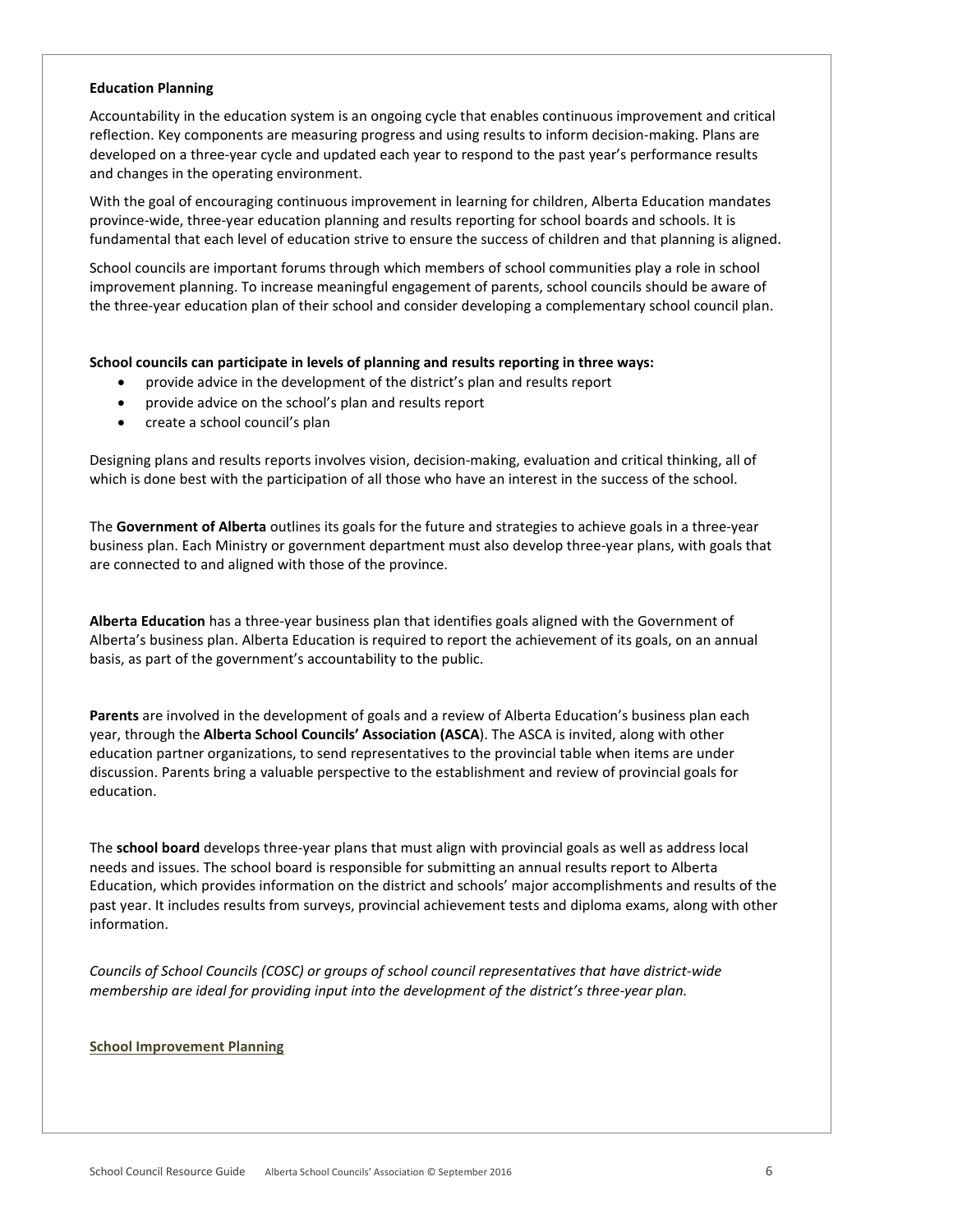**Education Planning**

Accountability in the education system is an ongoing cycle that enables continuous improvement and critical reflection. Key components are measuring progress and using results to inform decision-making. Plans are developed on a three-year cycle and updated each year to respond to the past year's performance results and changes in the operating environment.

With the goal of encouraging continuous improvement in learning for children, Alberta Education mandates province-wide, three-year education planning and results reporting for school boards and schools. It is fundamental that each level of education strive to ensure the success of children and that planning is aligned.

School councils are important forums through which members of school communities play a role in school improvement planning. To increase meaningful engagement of parents, school councils should be aware of the three-year education plan of their school and consider developing a complementary school council plan.

**School councils can participate in levels of planning and results reporting in three ways:**

- provide advice in the development of the district's plan and results report
- provide advice on the school's plan and results report
- create a school council's plan

Designing plans and results reports involves vision, decision-making, evaluation and critical thinking, all of which is done best with the participation of all those who have an interest in the success of the school.

The **Government of Alberta** outlines its goals for the future and strategies to achieve goals in a three-year business plan. Each Ministry or government department must also develop three-year plans, with goals that are connected to and aligned with those of the province.

**Alberta Education** has a three-year business plan that identifies goals aligned with the Government of Alberta's business plan. Alberta Education is required to report the achievement of its goals, on an annual basis, as part of the government's accountability to the public.

**Parents** are involved in the development of goals and a review of Alberta Education's business plan each year, through the **Alberta School Councils' Association (ASCA**). The ASCA is invited, along with other education partner organizations, to send representatives to the provincial table when items are under discussion. Parents bring a valuable perspective to the establishment and review of provincial goals for education.

The **school board** develops three-year plans that must align with provincial goals as well as address local needs and issues. The school board is responsible for submitting an annual results report to Alberta Education, which provides information on the district and schools' major accomplishments and results of the past year. It includes results from surveys, provincial achievement tests and diploma exams, along with other information.

*Councils of School Councils (COSC) or groups of school council representatives that have district-wide membership are ideal for providing input into the development of the district's three-year plan.*

**School Improvement Planning**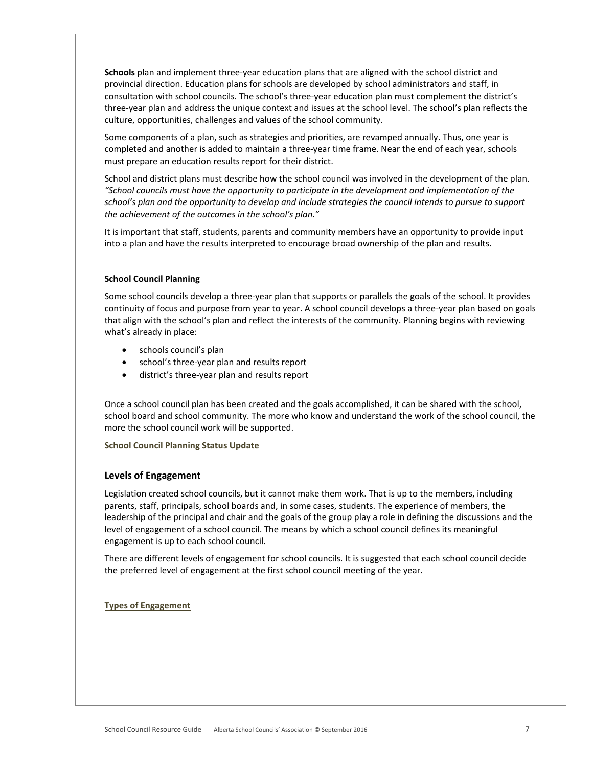**Schools** plan and implement three-year education plans that are aligned with the school district and provincial direction. Education plans for schools are developed by school administrators and staff, in consultation with school councils. The school's three-year education plan must complement the district's three-year plan and address the unique context and issues at the school level. The school's plan reflects the culture, opportunities, challenges and values of the school community.

Some components of a plan, such as strategies and priorities, are revamped annually. Thus, one year is completed and another is added to maintain a three-year time frame. Near the end of each year, schools must prepare an education results report for their district.

School and district plans must describe how the school council was involved in the development of the plan. *"School councils must have the opportunity to participate in the development and implementation of the school's plan and the opportunity to develop and include strategies the council intends to pursue to support the achievement of the outcomes in the school's plan."*

It is important that staff, students, parents and community members have an opportunity to provide input into a plan and have the results interpreted to encourage broad ownership of the plan and results.

#### School Council Planning

Some school councils develop a three-year plan that supports or parallels the goals of the school. It provides continuity of focus and purpose from year to year. A school council develops a three-year plan based on goals that align with the school's plan and reflect the interests of the community. Planning begins with reviewing what's already in place:

- schools council's plan
- school's three-year plan and results report
- district's three-year plan and results report

Once a school council plan has been created and the goals accomplished, it can be shared with the school, school board and school community. The more who know and understand the work of the school council, the more the school council work will be supported.

**School Council Planning Status Update**

### Levels of Engagement

Legislation created school councils, but it cannot make them work. That is up to the members, including parents, staff, principals, school boards and, in some cases, students. The experience of members, the leadership of the principal and chair and the goals of the group play a role in defining the discussions and the level of engagement of a school council. The means by which a school council defines its meaningful engagement is up to each school council.

There are different levels of engagement for school councils. It is suggested that each school council decide the preferred level of engagement at the first school council meeting of the year.

**Types of Engagement**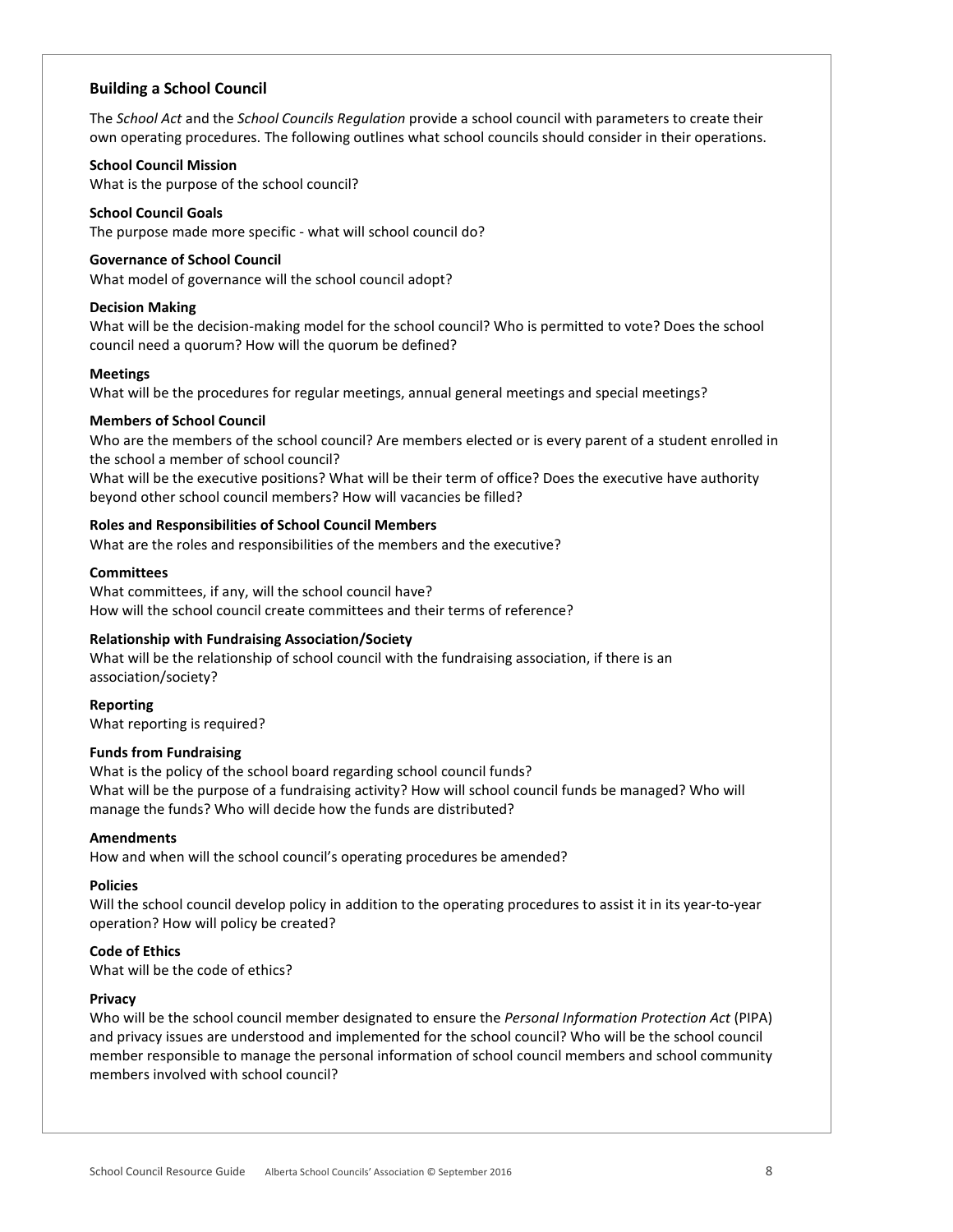## Building a School Council

The *School Act* and the *School Councils Regulation* provide a school council with parameters to create their own operating procedures. The following outlines what school councils should consider in their operations.

**School Council Mission**
What is the purpose of the school council?

**School Council Goals**
The purpose made more specific - what will school council do?

**Governance of School Council**
What model of governance will the school council adopt?

**Decision Making**
What will be the decision-making model for the school council? Who is permitted to vote? Does the school council need a quorum? How will the quorum be defined?

**Meetings**
What will be the procedures for regular meetings, annual general meetings and special meetings?

**Members of School Council**
Who are the members of the school council? Are members elected or is every parent of a student enrolled in the school a member of school council?
What will be the executive positions? What will be their term of office? Does the executive have authority beyond other school council members? How will vacancies be filled?

**Roles and Responsibilities of School Council Members**
What are the roles and responsibilities of the members and the executive?

**Committees**
What committees, if any, will the school council have?
How will the school council create committees and their terms of reference?

**Relationship with Fundraising Association/Society**
What will be the relationship of school council with the fundraising association, if there is an association/society?

**Reporting**
What reporting is required?

**Funds from Fundraising**
What is the policy of the school board regarding school council funds?
What will be the purpose of a fundraising activity? How will school council funds be managed? Who will manage the funds? Who will decide how the funds are distributed?

**Amendments**
How and when will the school council's operating procedures be amended?

**Policies**
Will the school council develop policy in addition to the operating procedures to assist it in its year-to-year operation? How will policy be created?

**Code of Ethics**
What will be the code of ethics?

**Privacy**
Who will be the school council member designated to ensure the *Personal Information Protection Act* (PIPA) and privacy issues are understood and implemented for the school council? Who will be the school council member responsible to manage the personal information of school council members and school community members involved with school council?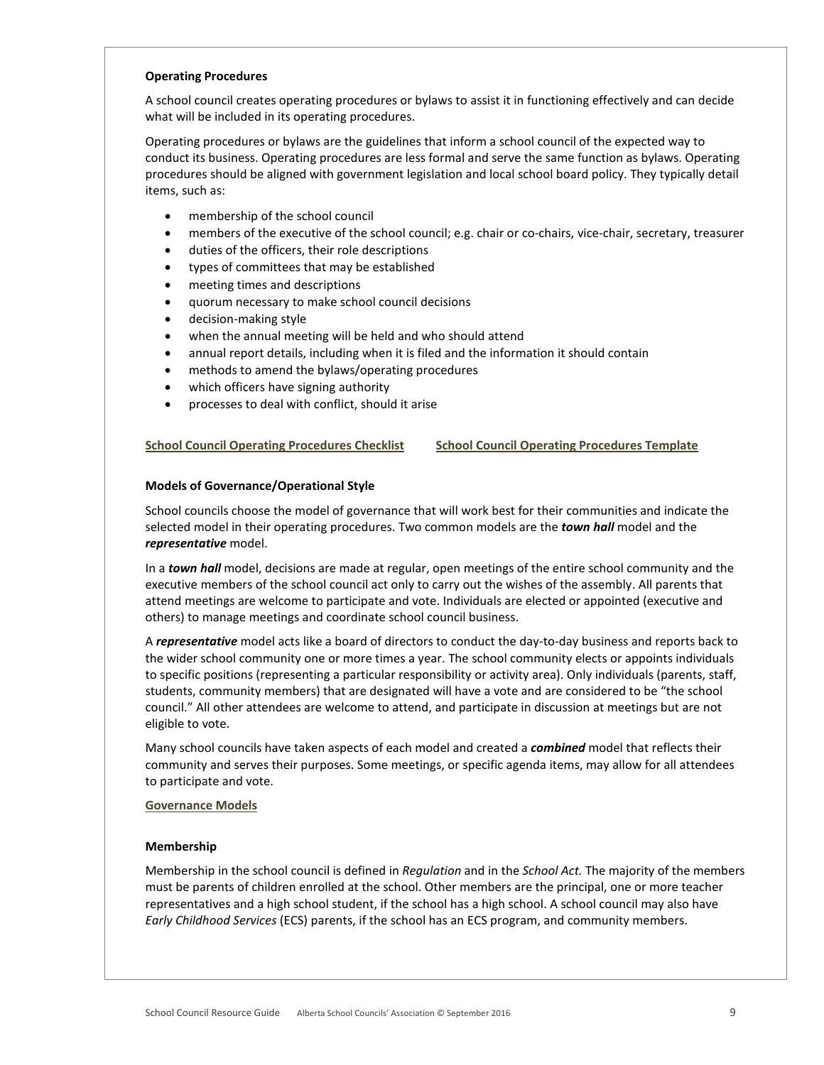### Operating Procedures

A school council creates operating procedures or bylaws to assist it in functioning effectively and can decide what will be included in its operating procedures.

Operating procedures or bylaws are the guidelines that inform a school council of the expected way to conduct its business. Operating procedures are less formal and serve the same function as bylaws. Operating procedures should be aligned with government legislation and local school board policy. They typically detail items, such as:

- membership of the school council
- members of the executive of the school council; e.g. chair or co-chairs, vice-chair, secretary, treasurer
- duties of the officers, their role descriptions
- types of committees that may be established
- meeting times and descriptions
- quorum necessary to make school council decisions
- decision-making style
- when the annual meeting will be held and who should attend
- annual report details, including when it is filed and the information it should contain
- methods to amend the bylaws/operating procedures
- which officers have signing authority
- processes to deal with conflict, should it arise

**School Council Operating Procedures Checklist** **School Council Operating Procedures Template**

### Models of Governance/Operational Style

School councils choose the model of governance that will work best for their communities and indicate the selected model in their operating procedures. Two common models are the ***town hall*** model and the ***representative*** model.

In a ***town hall*** model, decisions are made at regular, open meetings of the entire school community and the executive members of the school council act only to carry out the wishes of the assembly. All parents that attend meetings are welcome to participate and vote. Individuals are elected or appointed (executive and others) to manage meetings and coordinate school council business.

A ***representative*** model acts like a board of directors to conduct the day-to-day business and reports back to the wider school community one or more times a year. The school community elects or appoints individuals to specific positions (representing a particular responsibility or activity area). Only individuals (parents, staff, students, community members) that are designated will have a vote and are considered to be "the school council." All other attendees are welcome to attend, and participate in discussion at meetings but are not eligible to vote.

Many school councils have taken aspects of each model and created a ***combined*** model that reflects their community and serves their purposes. Some meetings, or specific agenda items, may allow for all attendees to participate and vote.

**Governance Models**

### Membership

Membership in the school council is defined in *Regulation* and in the *School Act.* The majority of the members must be parents of children enrolled at the school. Other members are the principal, one or more teacher representatives and a high school student, if the school has a high school. A school council may also have *Early Childhood Services* (ECS) parents, if the school has an ECS program, and community members.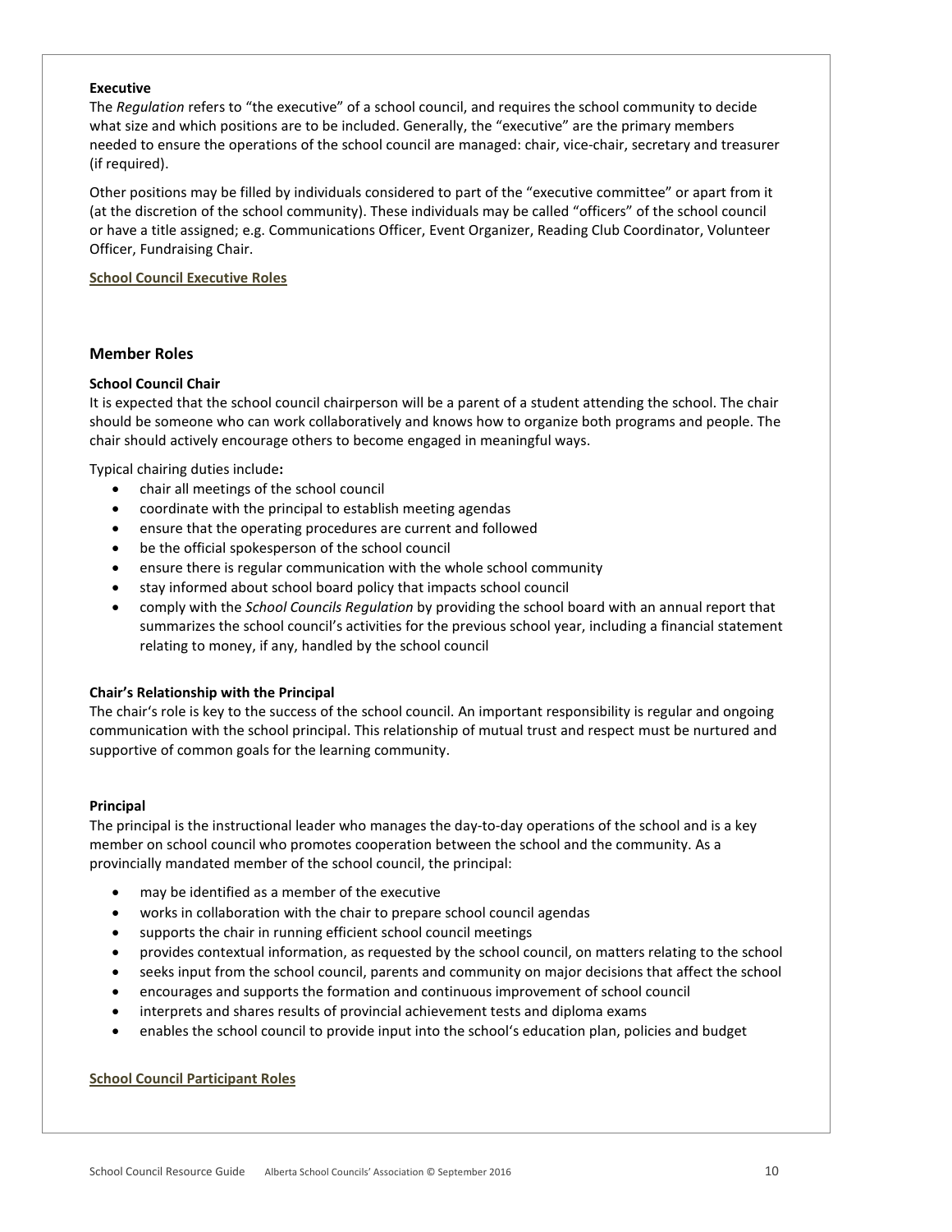**Executive**

The *Regulation* refers to "the executive" of a school council, and requires the school community to decide what size and which positions are to be included. Generally, the "executive" are the primary members needed to ensure the operations of the school council are managed: chair, vice-chair, secretary and treasurer (if required).

Other positions may be filled by individuals considered to part of the "executive committee" or apart from it (at the discretion of the school community). These individuals may be called "officers" of the school council or have a title assigned; e.g. Communications Officer, Event Organizer, Reading Club Coordinator, Volunteer Officer, Fundraising Chair.

**School Council Executive Roles**

## Member Roles

**School Council Chair**

It is expected that the school council chairperson will be a parent of a student attending the school. The chair should be someone who can work collaboratively and knows how to organize both programs and people. The chair should actively encourage others to become engaged in meaningful ways.

Typical chairing duties include**:**

- chair all meetings of the school council
- coordinate with the principal to establish meeting agendas
- ensure that the operating procedures are current and followed
- be the official spokesperson of the school council
- ensure there is regular communication with the whole school community
- stay informed about school board policy that impacts school council
- comply with the *School Councils Regulation* by providing the school board with an annual report that summarizes the school council's activities for the previous school year, including a financial statement relating to money, if any, handled by the school council

**Chair's Relationship with the Principal**

The chair's role is key to the success of the school council. An important responsibility is regular and ongoing communication with the school principal. This relationship of mutual trust and respect must be nurtured and supportive of common goals for the learning community.

**Principal**

The principal is the instructional leader who manages the day-to-day operations of the school and is a key member on school council who promotes cooperation between the school and the community. As a provincially mandated member of the school council, the principal:

- may be identified as a member of the executive
- works in collaboration with the chair to prepare school council agendas
- supports the chair in running efficient school council meetings
- provides contextual information, as requested by the school council, on matters relating to the school
- seeks input from the school council, parents and community on major decisions that affect the school
- encourages and supports the formation and continuous improvement of school council
- interprets and shares results of provincial achievement tests and diploma exams
- enables the school council to provide input into the school's education plan, policies and budget

**School Council Participant Roles**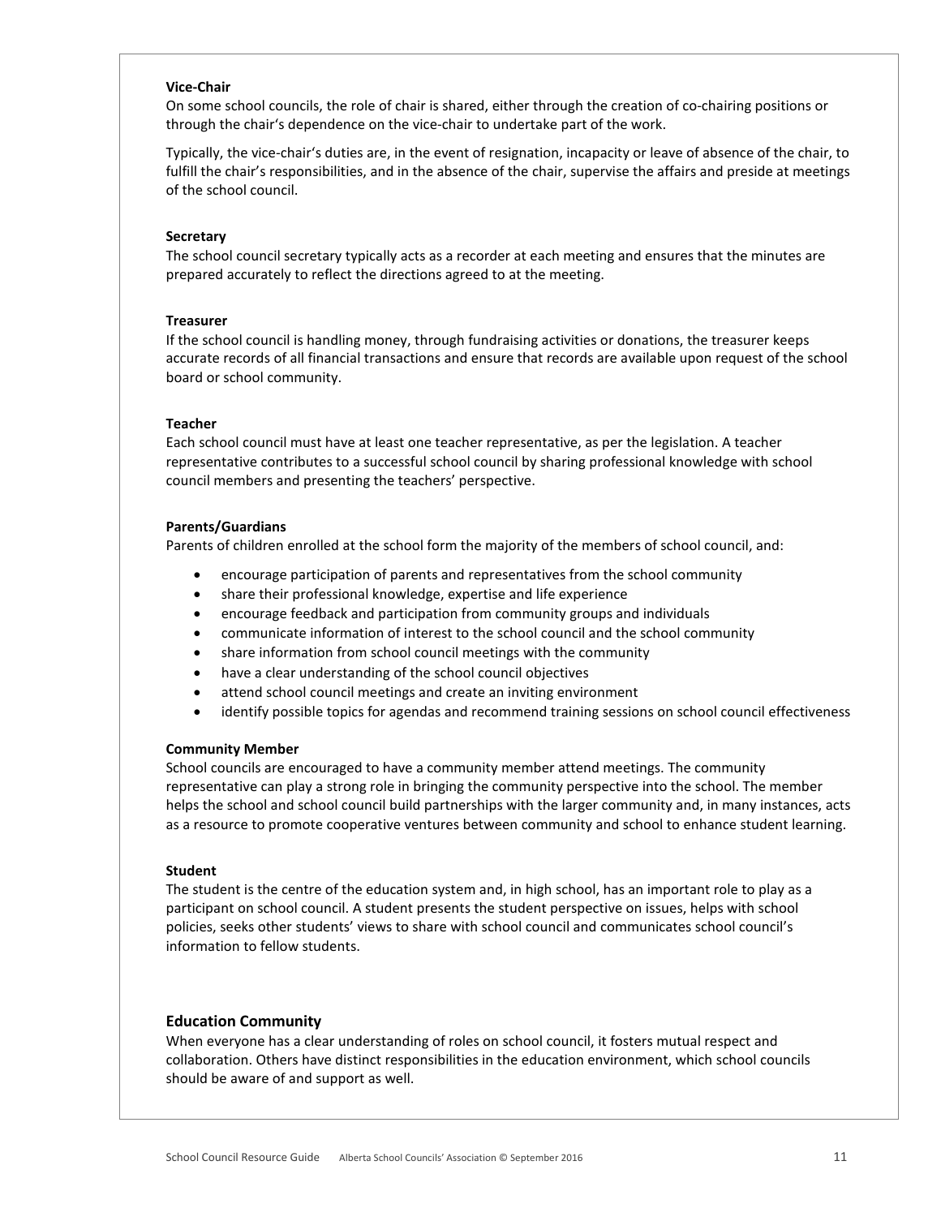### Vice-Chair

On some school councils, the role of chair is shared, either through the creation of co-chairing positions or through the chair's dependence on the vice-chair to undertake part of the work.

Typically, the vice-chair's duties are, in the event of resignation, incapacity or leave of absence of the chair, to fulfill the chair's responsibilities, and in the absence of the chair, supervise the affairs and preside at meetings of the school council.

### Secretary

The school council secretary typically acts as a recorder at each meeting and ensures that the minutes are prepared accurately to reflect the directions agreed to at the meeting.

### Treasurer

If the school council is handling money, through fundraising activities or donations, the treasurer keeps accurate records of all financial transactions and ensure that records are available upon request of the school board or school community.

### Teacher

Each school council must have at least one teacher representative, as per the legislation. A teacher representative contributes to a successful school council by sharing professional knowledge with school council members and presenting the teachers' perspective.

### Parents/Guardians

Parents of children enrolled at the school form the majority of the members of school council, and:

- encourage participation of parents and representatives from the school community
- share their professional knowledge, expertise and life experience
- encourage feedback and participation from community groups and individuals
- communicate information of interest to the school council and the school community
- share information from school council meetings with the community
- have a clear understanding of the school council objectives
- attend school council meetings and create an inviting environment
- identify possible topics for agendas and recommend training sessions on school council effectiveness

### Community Member

School councils are encouraged to have a community member attend meetings. The community representative can play a strong role in bringing the community perspective into the school. The member helps the school and school council build partnerships with the larger community and, in many instances, acts as a resource to promote cooperative ventures between community and school to enhance student learning.

### Student

The student is the centre of the education system and, in high school, has an important role to play as a participant on school council. A student presents the student perspective on issues, helps with school policies, seeks other students' views to share with school council and communicates school council's information to fellow students.

## Education Community

When everyone has a clear understanding of roles on school council, it fosters mutual respect and collaboration. Others have distinct responsibilities in the education environment, which school councils should be aware of and support as well.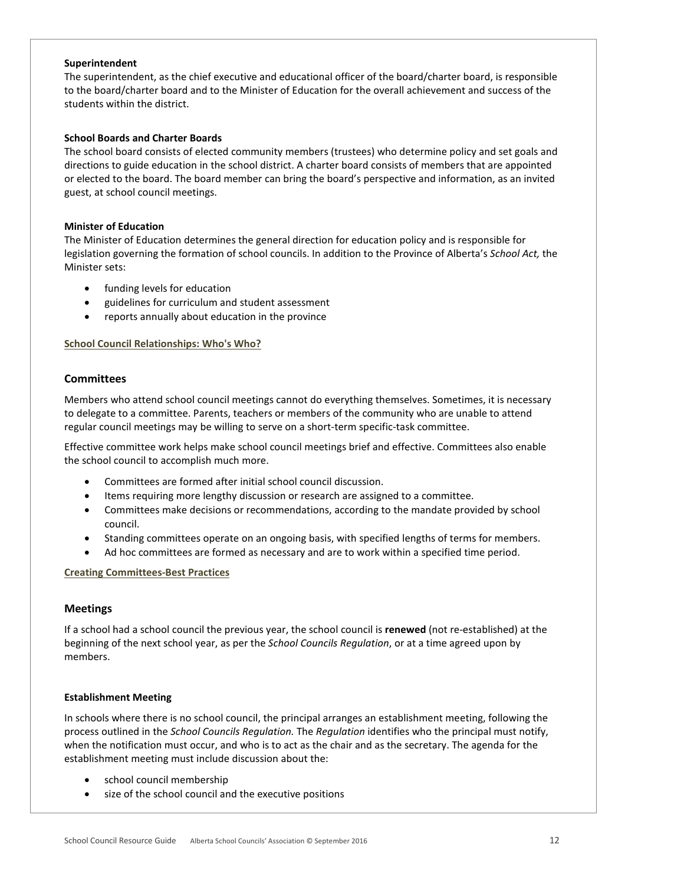**Superintendent**

The superintendent, as the chief executive and educational officer of the board/charter board, is responsible to the board/charter board and to the Minister of Education for the overall achievement and success of the students within the district.

**School Boards and Charter Boards**

The school board consists of elected community members (trustees) who determine policy and set goals and directions to guide education in the school district. A charter board consists of members that are appointed or elected to the board. The board member can bring the board's perspective and information, as an invited guest, at school council meetings.

**Minister of Education**

The Minister of Education determines the general direction for education policy and is responsible for legislation governing the formation of school councils. In addition to the Province of Alberta's *School Act,* the Minister sets:

- funding levels for education
- guidelines for curriculum and student assessment
- reports annually about education in the province

**School Council Relationships: Who's Who?**

## Committees

Members who attend school council meetings cannot do everything themselves. Sometimes, it is necessary to delegate to a committee. Parents, teachers or members of the community who are unable to attend regular council meetings may be willing to serve on a short-term specific-task committee.

Effective committee work helps make school council meetings brief and effective. Committees also enable the school council to accomplish much more.

- Committees are formed after initial school council discussion.
- Items requiring more lengthy discussion or research are assigned to a committee.
- Committees make decisions or recommendations, according to the mandate provided by school council.
- Standing committees operate on an ongoing basis, with specified lengths of terms for members.
- Ad hoc committees are formed as necessary and are to work within a specified time period.

**Creating Committees-Best Practices**

## Meetings

If a school had a school council the previous year, the school council is **renewed** (not re-established) at the beginning of the next school year, as per the *School Councils Regulation*, or at a time agreed upon by members.

**Establishment Meeting**

In schools where there is no school council, the principal arranges an establishment meeting, following the process outlined in the *School Councils Regulation.* The *Regulation* identifies who the principal must notify, when the notification must occur, and who is to act as the chair and as the secretary. The agenda for the establishment meeting must include discussion about the:

- school council membership
- size of the school council and the executive positions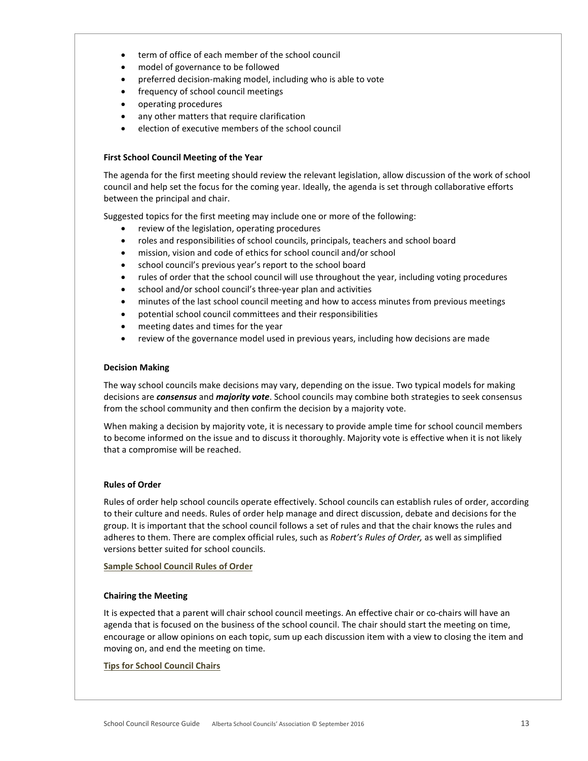- term of office of each member of the school council
- model of governance to be followed
- preferred decision-making model, including who is able to vote
- frequency of school council meetings
- operating procedures
- any other matters that require clarification
- election of executive members of the school council

### First School Council Meeting of the Year

The agenda for the first meeting should review the relevant legislation, allow discussion of the work of school council and help set the focus for the coming year. Ideally, the agenda is set through collaborative efforts between the principal and chair.

Suggested topics for the first meeting may include one or more of the following:

- review of the legislation, operating procedures
- roles and responsibilities of school councils, principals, teachers and school board
- mission, vision and code of ethics for school council and/or school
- school council's previous year's report to the school board
- rules of order that the school council will use throughout the year, including voting procedures
- school and/or school council's three-year plan and activities
- minutes of the last school council meeting and how to access minutes from previous meetings
- potential school council committees and their responsibilities
- meeting dates and times for the year
- review of the governance model used in previous years, including how decisions are made

### Decision Making

The way school councils make decisions may vary, depending on the issue. Two typical models for making decisions are ***consensus*** and ***majority vote***. School councils may combine both strategies to seek consensus from the school community and then confirm the decision by a majority vote.

When making a decision by majority vote, it is necessary to provide ample time for school council members to become informed on the issue and to discuss it thoroughly. Majority vote is effective when it is not likely that a compromise will be reached.

### Rules of Order

Rules of order help school councils operate effectively. School councils can establish rules of order, according to their culture and needs. Rules of order help manage and direct discussion, debate and decisions for the group. It is important that the school council follows a set of rules and that the chair knows the rules and adheres to them. There are complex official rules, such as *Robert's Rules of Order,* as well as simplified versions better suited for school councils.

**Sample School Council Rules of Order**

### Chairing the Meeting

It is expected that a parent will chair school council meetings. An effective chair or co-chairs will have an agenda that is focused on the business of the school council. The chair should start the meeting on time, encourage or allow opinions on each topic, sum up each discussion item with a view to closing the item and moving on, and end the meeting on time.

**Tips for School Council Chairs**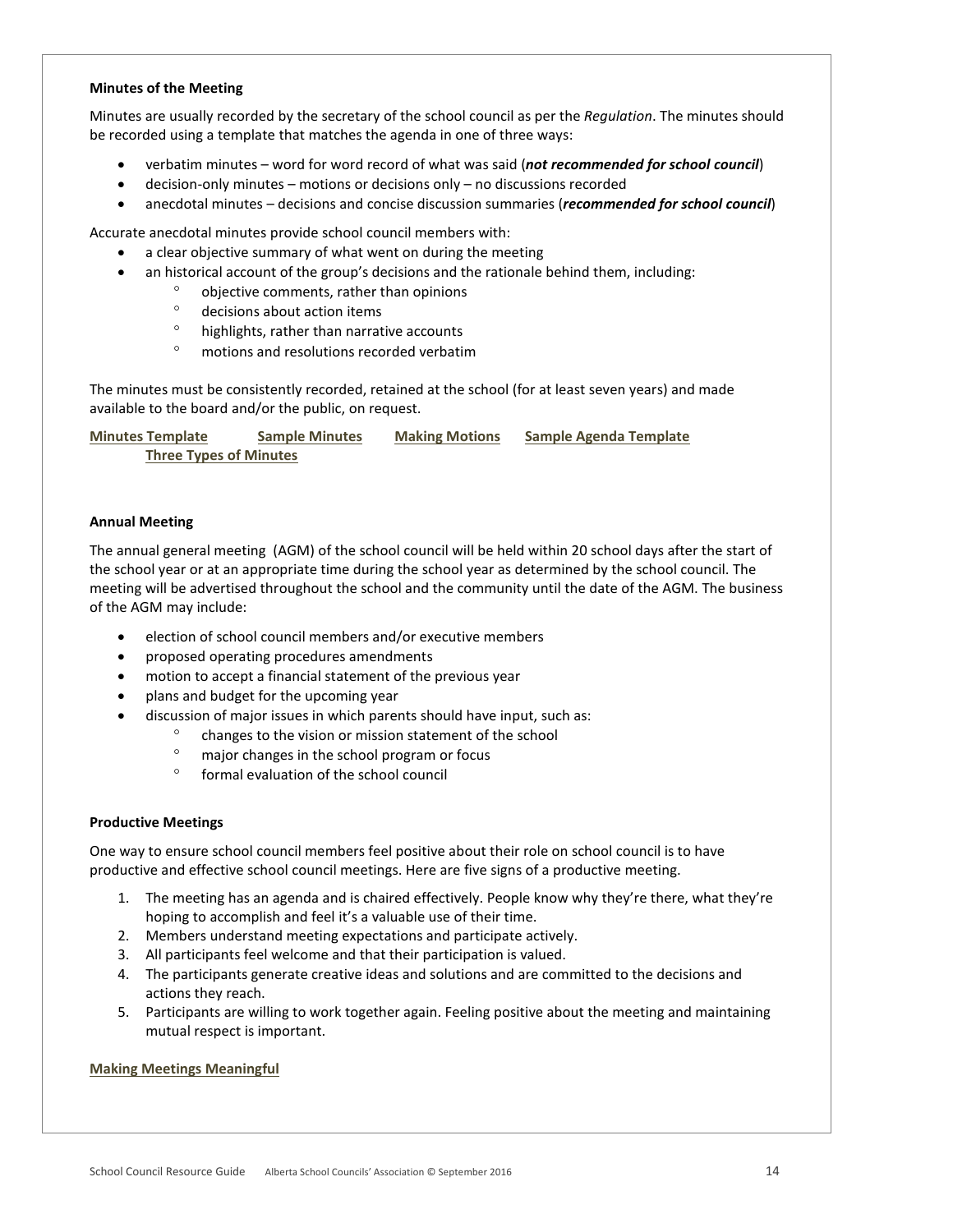**Minutes of the Meeting**

Minutes are usually recorded by the secretary of the school council as per the *Regulation*. The minutes should be recorded using a template that matches the agenda in one of three ways:

- verbatim minutes – word for word record of what was said (***not recommended for school council***)
- decision-only minutes – motions or decisions only – no discussions recorded
- anecdotal minutes – decisions and concise discussion summaries (***recommended for school council***)

Accurate anecdotal minutes provide school council members with:

- a clear objective summary of what went on during the meeting
- an historical account of the group's decisions and the rationale behind them, including:
  - objective comments, rather than opinions
  - decisions about action items
  - highlights, rather than narrative accounts
  - motions and resolutions recorded verbatim

The minutes must be consistently recorded, retained at the school (for at least seven years) and made available to the board and/or the public, on request.

**Minutes Template** **Sample Minutes** **Making Motions** **Sample Agenda Template** **Three Types of Minutes**

**Annual Meeting**

The annual general meeting (AGM) of the school council will be held within 20 school days after the start of the school year or at an appropriate time during the school year as determined by the school council. The meeting will be advertised throughout the school and the community until the date of the AGM. The business of the AGM may include:

- election of school council members and/or executive members
- proposed operating procedures amendments
- motion to accept a financial statement of the previous year
- plans and budget for the upcoming year
- discussion of major issues in which parents should have input, such as:
  - changes to the vision or mission statement of the school
  - major changes in the school program or focus
  - formal evaluation of the school council

**Productive Meetings**

One way to ensure school council members feel positive about their role on school council is to have productive and effective school council meetings. Here are five signs of a productive meeting.

1. The meeting has an agenda and is chaired effectively. People know why they're there, what they're hoping to accomplish and feel it's a valuable use of their time.
2. Members understand meeting expectations and participate actively.
3. All participants feel welcome and that their participation is valued.
4. The participants generate creative ideas and solutions and are committed to the decisions and actions they reach.
5. Participants are willing to work together again. Feeling positive about the meeting and maintaining mutual respect is important.

**Making Meetings Meaningful**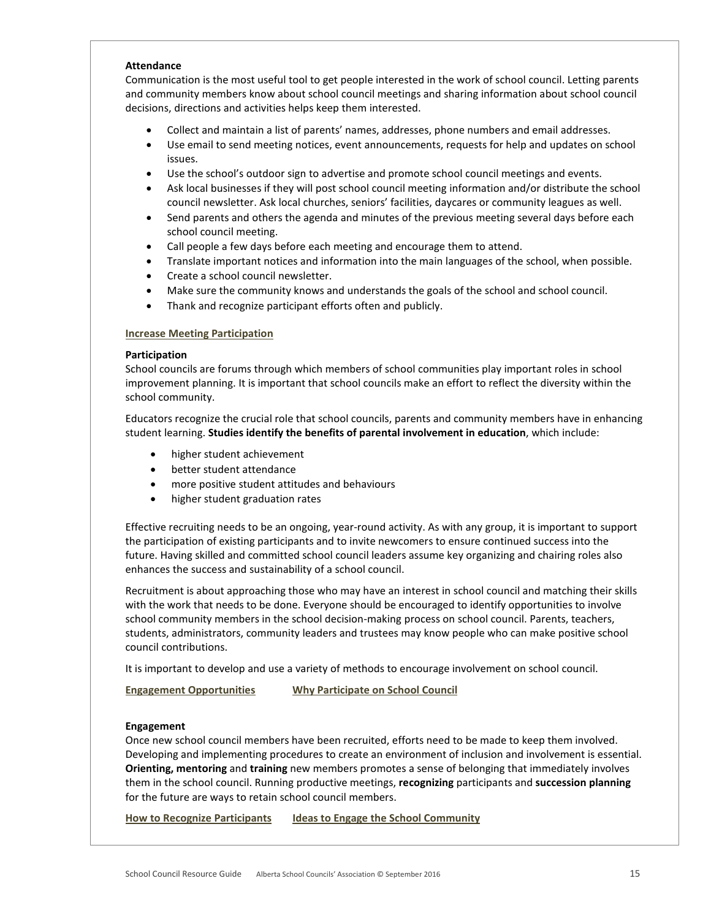**Attendance**

Communication is the most useful tool to get people interested in the work of school council. Letting parents and community members know about school council meetings and sharing information about school council decisions, directions and activities helps keep them interested.

- Collect and maintain a list of parents' names, addresses, phone numbers and email addresses.
- Use email to send meeting notices, event announcements, requests for help and updates on school issues.
- Use the school's outdoor sign to advertise and promote school council meetings and events.
- Ask local businesses if they will post school council meeting information and/or distribute the school council newsletter. Ask local churches, seniors' facilities, daycares or community leagues as well.
- Send parents and others the agenda and minutes of the previous meeting several days before each school council meeting.
- Call people a few days before each meeting and encourage them to attend.
- Translate important notices and information into the main languages of the school, when possible.
- Create a school council newsletter.
- Make sure the community knows and understands the goals of the school and school council.
- Thank and recognize participant efforts often and publicly.

**Increase Meeting Participation**

**Participation**

School councils are forums through which members of school communities play important roles in school improvement planning. It is important that school councils make an effort to reflect the diversity within the school community.

Educators recognize the crucial role that school councils, parents and community members have in enhancing student learning. **Studies identify the benefits of parental involvement in education**, which include:

- higher student achievement
- better student attendance
- more positive student attitudes and behaviours
- higher student graduation rates

Effective recruiting needs to be an ongoing, year-round activity. As with any group, it is important to support the participation of existing participants and to invite newcomers to ensure continued success into the future. Having skilled and committed school council leaders assume key organizing and chairing roles also enhances the success and sustainability of a school council.

Recruitment is about approaching those who may have an interest in school council and matching their skills with the work that needs to be done. Everyone should be encouraged to identify opportunities to involve school community members in the school decision-making process on school council. Parents, teachers, students, administrators, community leaders and trustees may know people who can make positive school council contributions.

It is important to develop and use a variety of methods to encourage involvement on school council.

**Engagement Opportunities** **Why Participate on School Council**

**Engagement**

Once new school council members have been recruited, efforts need to be made to keep them involved. Developing and implementing procedures to create an environment of inclusion and involvement is essential. **Orienting, mentoring** and **training** new members promotes a sense of belonging that immediately involves them in the school council. Running productive meetings, **recognizing** participants and **succession planning** for the future are ways to retain school council members.

**How to Recognize Participants** **Ideas to Engage the School Community**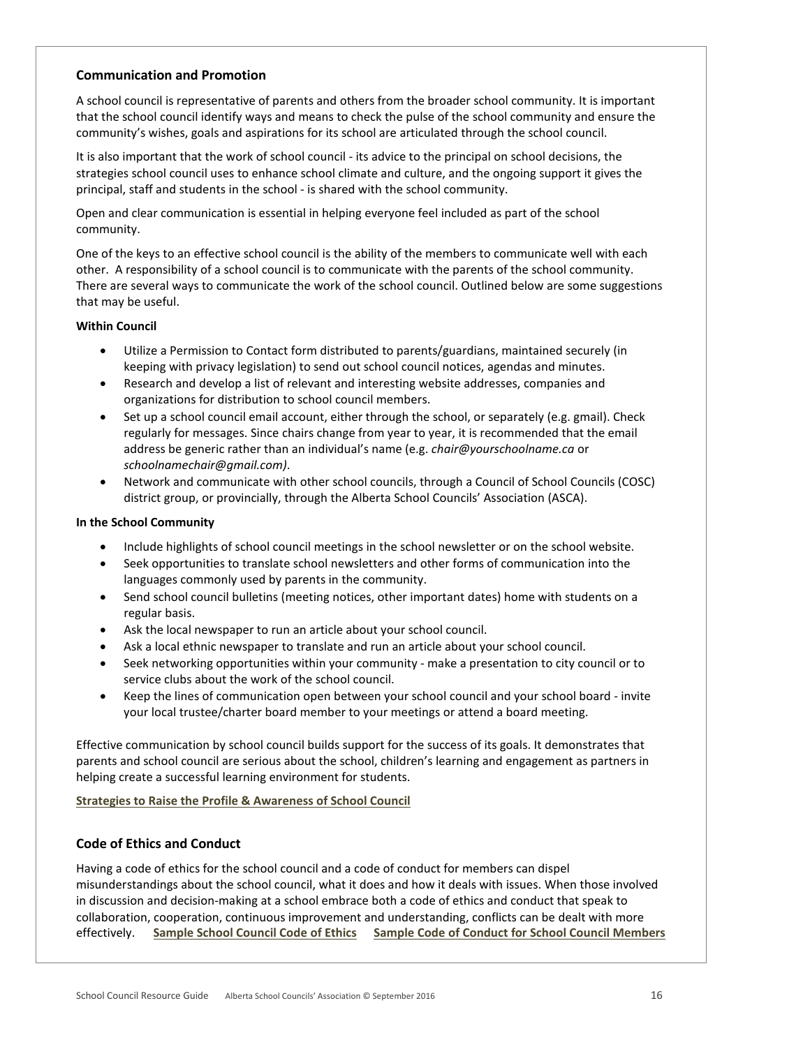## Communication and Promotion

A school council is representative of parents and others from the broader school community. It is important that the school council identify ways and means to check the pulse of the school community and ensure the community's wishes, goals and aspirations for its school are articulated through the school council.

It is also important that the work of school council - its advice to the principal on school decisions, the strategies school council uses to enhance school climate and culture, and the ongoing support it gives the principal, staff and students in the school - is shared with the school community.

Open and clear communication is essential in helping everyone feel included as part of the school community.

One of the keys to an effective school council is the ability of the members to communicate well with each other. A responsibility of a school council is to communicate with the parents of the school community. There are several ways to communicate the work of the school council. Outlined below are some suggestions that may be useful.

**Within Council**

- Utilize a Permission to Contact form distributed to parents/guardians, maintained securely (in keeping with privacy legislation) to send out school council notices, agendas and minutes.
- Research and develop a list of relevant and interesting website addresses, companies and organizations for distribution to school council members.
- Set up a school council email account, either through the school, or separately (e.g. gmail). Check regularly for messages. Since chairs change from year to year, it is recommended that the email address be generic rather than an individual's name (e.g. *chair@yourschoolname.ca* or *schoolnamechair@gmail.com)*.
- Network and communicate with other school councils, through a Council of School Councils (COSC) district group, or provincially, through the Alberta School Councils' Association (ASCA).

**In the School Community**

- Include highlights of school council meetings in the school newsletter or on the school website.
- Seek opportunities to translate school newsletters and other forms of communication into the languages commonly used by parents in the community.
- Send school council bulletins (meeting notices, other important dates) home with students on a regular basis.
- Ask the local newspaper to run an article about your school council.
- Ask a local ethnic newspaper to translate and run an article about your school council.
- Seek networking opportunities within your community - make a presentation to city council or to service clubs about the work of the school council.
- Keep the lines of communication open between your school council and your school board - invite your local trustee/charter board member to your meetings or attend a board meeting.

Effective communication by school council builds support for the success of its goals. It demonstrates that parents and school council are serious about the school, children's learning and engagement as partners in helping create a successful learning environment for students.

**Strategies to Raise the Profile & Awareness of School Council**

## Code of Ethics and Conduct

Having a code of ethics for the school council and a code of conduct for members can dispel misunderstandings about the school council, what it does and how it deals with issues. When those involved in discussion and decision-making at a school embrace both a code of ethics and conduct that speak to collaboration, cooperation, continuous improvement and understanding, conflicts can be dealt with more effectively. **Sample School Council Code of Ethics** **Sample Code of Conduct for School Council Members**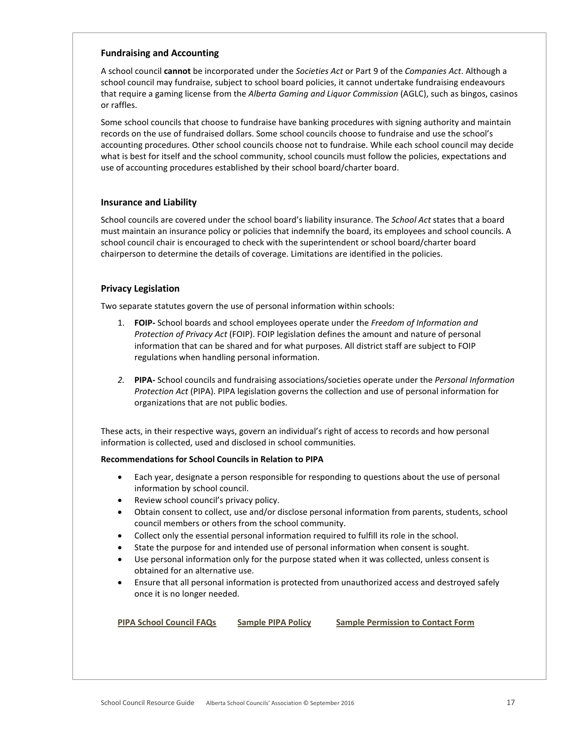### Fundraising and Accounting

A school council **cannot** be incorporated under the *Societies Act* or Part 9 of the *Companies Act*. Although a school council may fundraise, subject to school board policies, it cannot undertake fundraising endeavours that require a gaming license from the *Alberta Gaming and Liquor Commission* (AGLC), such as bingos, casinos or raffles.

Some school councils that choose to fundraise have banking procedures with signing authority and maintain records on the use of fundraised dollars. Some school councils choose to fundraise and use the school's accounting procedures. Other school councils choose not to fundraise. While each school council may decide what is best for itself and the school community, school councils must follow the policies, expectations and use of accounting procedures established by their school board/charter board.

### Insurance and Liability

School councils are covered under the school board's liability insurance. The *School Act* states that a board must maintain an insurance policy or policies that indemnify the board, its employees and school councils. A school council chair is encouraged to check with the superintendent or school board/charter board chairperson to determine the details of coverage. Limitations are identified in the policies.

### Privacy Legislation

Two separate statutes govern the use of personal information within schools:

1. **FOIP-** School boards and school employees operate under the *Freedom of Information and Protection of Privacy Act* (FOIP). FOIP legislation defines the amount and nature of personal information that can be shared and for what purposes. All district staff are subject to FOIP regulations when handling personal information.

2. **PIPA-** School councils and fundraising associations/societies operate under the *Personal Information Protection Act* (PIPA). PIPA legislation governs the collection and use of personal information for organizations that are not public bodies.

These acts, in their respective ways, govern an individual's right of access to records and how personal information is collected, used and disclosed in school communities.

**Recommendations for School Councils in Relation to PIPA**

- Each year, designate a person responsible for responding to questions about the use of personal information by school council.
- Review school council's privacy policy.
- Obtain consent to collect, use and/or disclose personal information from parents, students, school council members or others from the school community.
- Collect only the essential personal information required to fulfill its role in the school.
- State the purpose for and intended use of personal information when consent is sought.
- Use personal information only for the purpose stated when it was collected, unless consent is obtained for an alternative use.
- Ensure that all personal information is protected from unauthorized access and destroyed safely once it is no longer needed.

**PIPA School Council FAQs** **Sample PIPA Policy** **Sample Permission to Contact Form**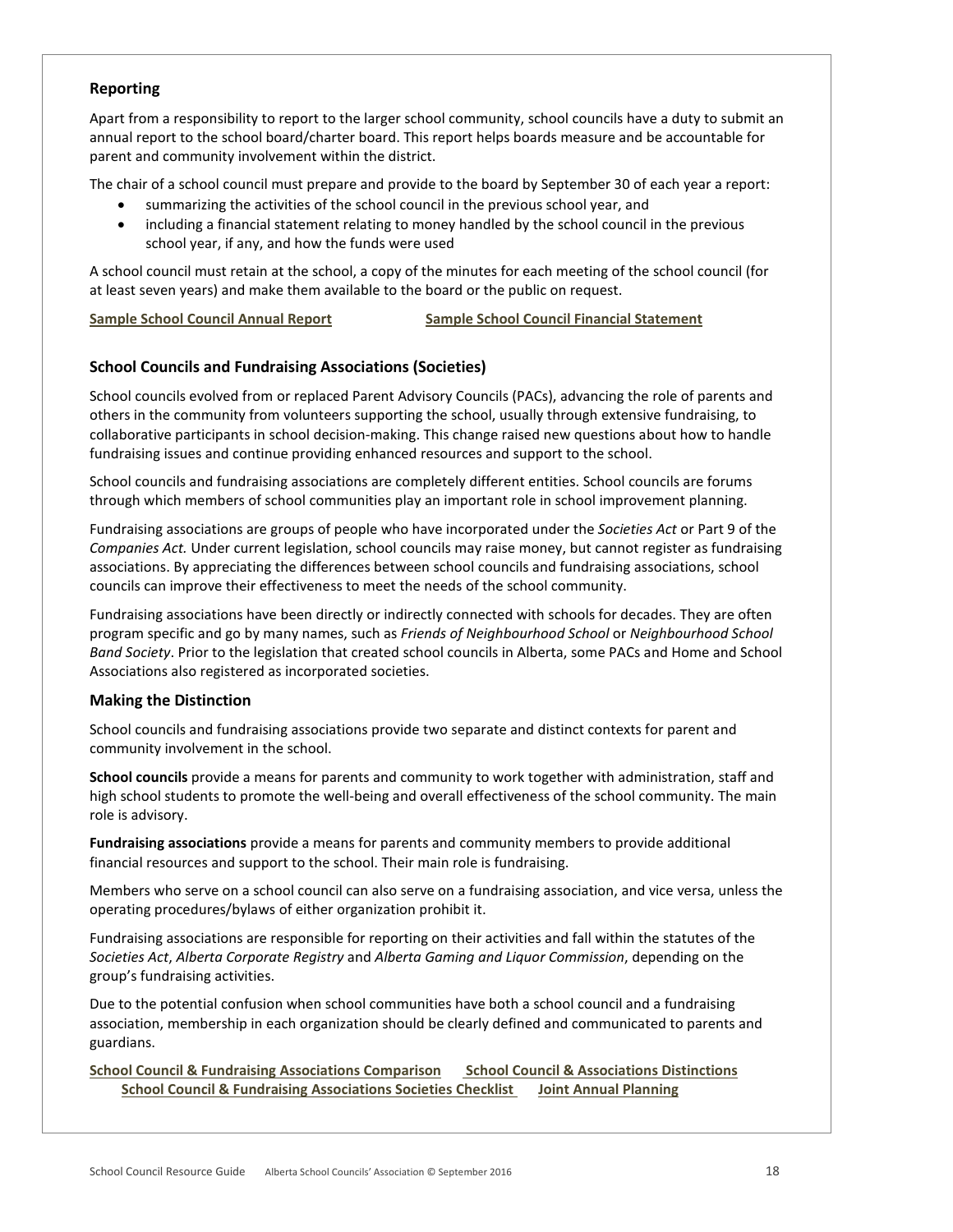### Reporting

Apart from a responsibility to report to the larger school community, school councils have a duty to submit an annual report to the school board/charter board. This report helps boards measure and be accountable for parent and community involvement within the district.

The chair of a school council must prepare and provide to the board by September 30 of each year a report:

- summarizing the activities of the school council in the previous school year, and
- including a financial statement relating to money handled by the school council in the previous school year, if any, and how the funds were used

A school council must retain at the school, a copy of the minutes for each meeting of the school council (for at least seven years) and make them available to the board or the public on request.

**Sample School Council Annual Report** **Sample School Council Financial Statement**

### School Councils and Fundraising Associations (Societies)

School councils evolved from or replaced Parent Advisory Councils (PACs), advancing the role of parents and others in the community from volunteers supporting the school, usually through extensive fundraising, to collaborative participants in school decision-making. This change raised new questions about how to handle fundraising issues and continue providing enhanced resources and support to the school.

School councils and fundraising associations are completely different entities. School councils are forums through which members of school communities play an important role in school improvement planning.

Fundraising associations are groups of people who have incorporated under the *Societies Act* or Part 9 of the *Companies Act.* Under current legislation, school councils may raise money, but cannot register as fundraising associations. By appreciating the differences between school councils and fundraising associations, school councils can improve their effectiveness to meet the needs of the school community.

Fundraising associations have been directly or indirectly connected with schools for decades. They are often program specific and go by many names, such as *Friends of Neighbourhood School* or *Neighbourhood School Band Society*. Prior to the legislation that created school councils in Alberta, some PACs and Home and School Associations also registered as incorporated societies.

### Making the Distinction

School councils and fundraising associations provide two separate and distinct contexts for parent and community involvement in the school.

**School councils** provide a means for parents and community to work together with administration, staff and high school students to promote the well-being and overall effectiveness of the school community. The main role is advisory.

**Fundraising associations** provide a means for parents and community members to provide additional financial resources and support to the school. Their main role is fundraising.

Members who serve on a school council can also serve on a fundraising association, and vice versa, unless the operating procedures/bylaws of either organization prohibit it.

Fundraising associations are responsible for reporting on their activities and fall within the statutes of the *Societies Act*, *Alberta Corporate Registry* and *Alberta Gaming and Liquor Commission*, depending on the group's fundraising activities.

Due to the potential confusion when school communities have both a school council and a fundraising association, membership in each organization should be clearly defined and communicated to parents and guardians.

**School Council & Fundraising Associations Comparison** **School Council & Associations Distinctions** **School Council & Fundraising Associations Societies Checklist** **Joint Annual Planning**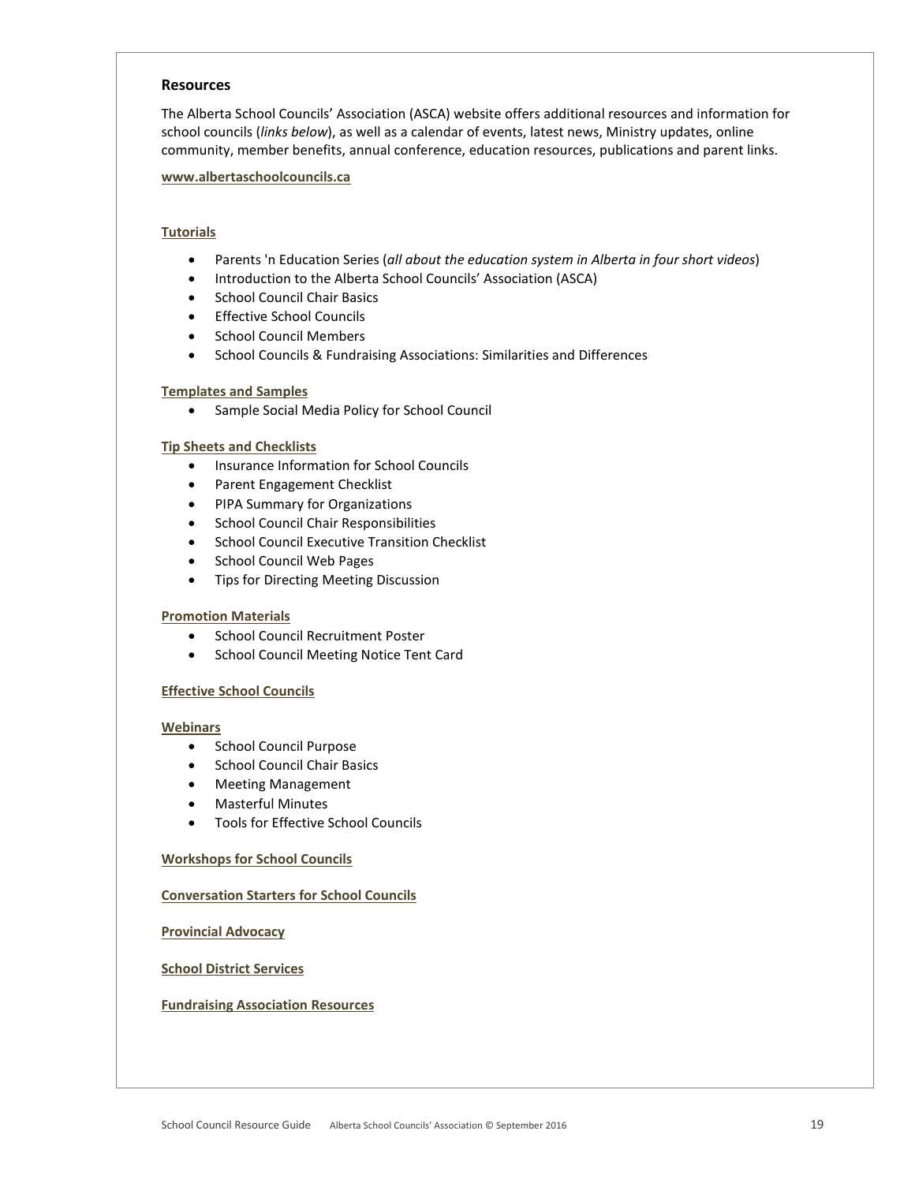## Resources

The Alberta School Councils' Association (ASCA) website offers additional resources and information for school councils (*links below*), as well as a calendar of events, latest news, Ministry updates, online community, member benefits, annual conference, education resources, publications and parent links.

**www.albertaschoolcouncils.ca**

**Tutorials**

- Parents 'n Education Series (*all about the education system in Alberta in four short videos*)
- Introduction to the Alberta School Councils' Association (ASCA)
- School Council Chair Basics
- Effective School Councils
- School Council Members
- School Councils & Fundraising Associations: Similarities and Differences

**Templates and Samples**

- Sample Social Media Policy for School Council

**Tip Sheets and Checklists**

- Insurance Information for School Councils
- Parent Engagement Checklist
- PIPA Summary for Organizations
- School Council Chair Responsibilities
- School Council Executive Transition Checklist
- School Council Web Pages
- Tips for Directing Meeting Discussion

**Promotion Materials**

- School Council Recruitment Poster
- School Council Meeting Notice Tent Card

**Effective School Councils**

**Webinars**

- School Council Purpose
- School Council Chair Basics
- Meeting Management
- Masterful Minutes
- Tools for Effective School Councils

**Workshops for School Councils**

**Conversation Starters for School Councils**

**Provincial Advocacy**

**School District Services**

**Fundraising Association Resources**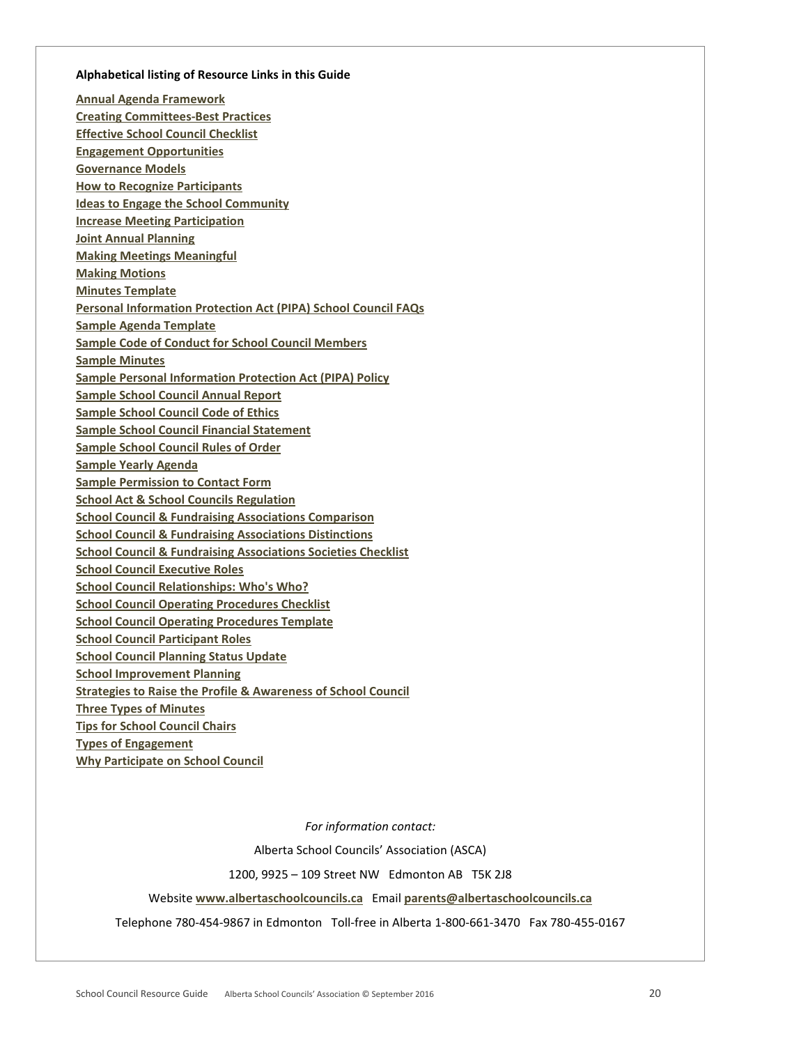**Alphabetical listing of Resource Links in this Guide**

**Annual Agenda Framework**
**Creating Committees-Best Practices**
**Effective School Council Checklist**
**Engagement Opportunities**
**Governance Models**
**How to Recognize Participants**
**Ideas to Engage the School Community**
**Increase Meeting Participation**
**Joint Annual Planning**
**Making Meetings Meaningful**
**Making Motions**
**Minutes Template**
**Personal Information Protection Act (PIPA) School Council FAQs**
**Sample Agenda Template**
**Sample Code of Conduct for School Council Members**
**Sample Minutes**
**Sample Personal Information Protection Act (PIPA) Policy**
**Sample School Council Annual Report**
**Sample School Council Code of Ethics**
**Sample School Council Financial Statement**
**Sample School Council Rules of Order**
**Sample Yearly Agenda**
**Sample Permission to Contact Form**
**School Act & School Councils Regulation**
**School Council & Fundraising Associations Comparison**
**School Council & Fundraising Associations Distinctions**
**School Council & Fundraising Associations Societies Checklist**
**School Council Executive Roles**
**School Council Relationships: Who's Who?**
**School Council Operating Procedures Checklist**
**School Council Operating Procedures Template**
**School Council Participant Roles**
**School Council Planning Status Update**
**School Improvement Planning**
**Strategies to Raise the Profile & Awareness of School Council**
**Three Types of Minutes**
**Tips for School Council Chairs**
**Types of Engagement**
**Why Participate on School Council**

*For information contact:*

Alberta School Councils' Association (ASCA)

1200, 9925 – 109 Street NW Edmonton AB T5K 2J8

Website **www.albertaschoolcouncils.ca** Email **parents@albertaschoolcouncils.ca**

Telephone 780-454-9867 in Edmonton Toll-free in Alberta 1-800-661-3470 Fax 780-455-0167